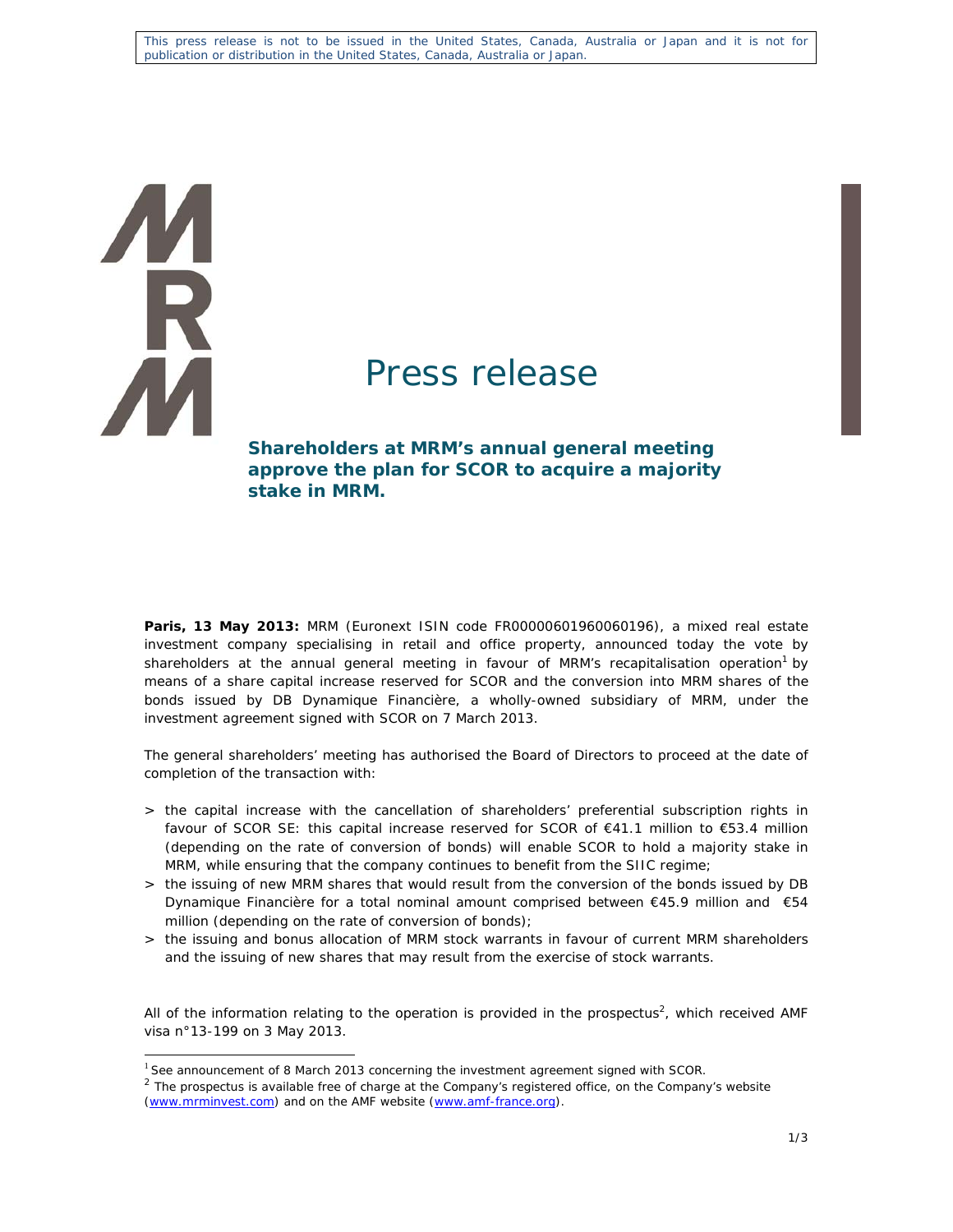This press release is not to be issued in the United States, Canada, Australia or Japan and it is not for publication or distribution in the United States, Canada, Australia or Japan.

# Press release

## Shareholders at MRM's annual general meeting approve the plan for SCOR to acquire a majority stake in MRM.

**Paris, 13 May 2013:** MRM (Euronext ISIN code FR00000601960060196), a mixed real estate investment company specialising in retail and office property, announced today the vote by shareholders at the annual general meeting in favour of MRM's recapitalisation operation[1] by means of a share capital increase reserved for SCOR and the conversion into MRM shares of the bonds issued by DB Dynamique Financière, a wholly-owned subsidiary of MRM, under the investment agreement signed with SCOR on 7 March 2013.

The general shareholders' meeting has authorised the Board of Directors to proceed at the date of completion of the transaction with:

> the capital increase with the cancellation of shareholders' preferential subscription rights in favour of SCOR SE: this capital increase reserved for SCOR of €41.1 million to €53.4 million (depending on the rate of conversion of bonds) will enable SCOR to hold a majority stake in MRM, while ensuring that the company continues to benefit from the SIIC regime;

> the issuing of new MRM shares that would result from the conversion of the bonds issued by DB Dynamique Financière for a total nominal amount comprised between €45.9 million and €54 million (depending on the rate of conversion of bonds);

> the issuing and bonus allocation of MRM stock warrants in favour of current MRM shareholders and the issuing of new shares that may result from the exercise of stock warrants.

All of the information relating to the operation is provided in the prospectus[2], which received AMF visa n°13-199 on 3 May 2013.

[1] See announcement of 8 March 2013 concerning the investment agreement signed with SCOR.

[2] The prospectus is available free of charge at the Company's registered office, on the Company's website (www.mrminvest.com) and on the AMF website (www.amf-france.org).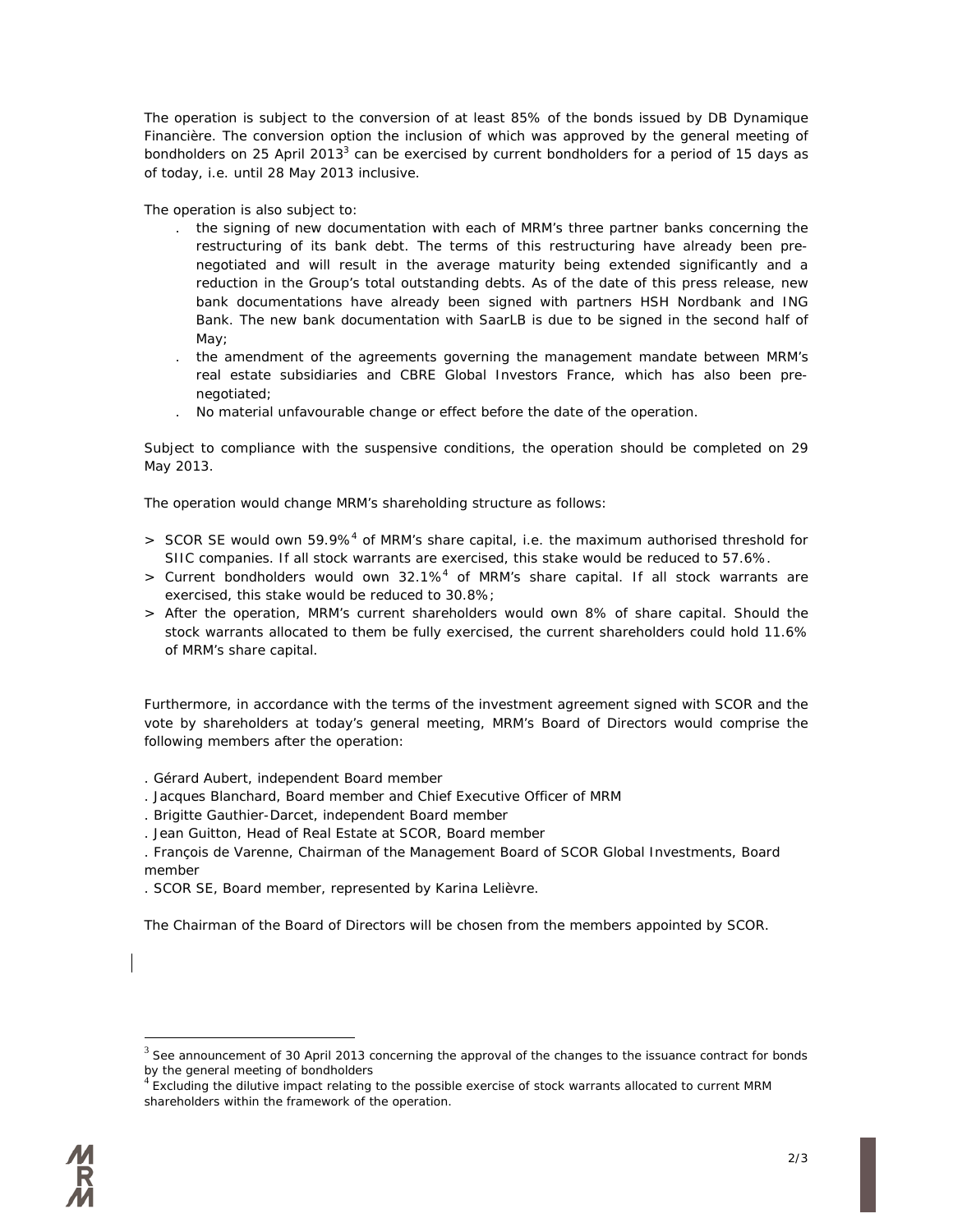The operation is subject to the conversion of at least 85% of the bonds issued by DB Dynamique Financière. The conversion option the inclusion of which was approved by the general meeting of bondholders on 25 April 2013[3] can be exercised by current bondholders for a period of 15 days as of today, i.e. until 28 May 2013 inclusive.

The operation is also subject to:

- the signing of new documentation with each of MRM's three partner banks concerning the restructuring of its bank debt. The terms of this restructuring have already been pre-negotiated and will result in the average maturity being extended significantly and a reduction in the Group's total outstanding debts. As of the date of this press release, new bank documentations have already been signed with partners HSH Nordbank and ING Bank. The new bank documentation with SaarLB is due to be signed in the second half of May;
- the amendment of the agreements governing the management mandate between MRM's real estate subsidiaries and CBRE Global Investors France, which has also been pre-negotiated;
- No material unfavourable change or effect before the date of the operation.

Subject to compliance with the suspensive conditions, the operation should be completed on 29 May 2013.

The operation would change MRM's shareholding structure as follows:

- SCOR SE would own 59.9%[4] of MRM's share capital, i.e. the maximum authorised threshold for SIIC companies. If all stock warrants are exercised, this stake would be reduced to 57.6%.
- Current bondholders would own 32.1%[4] of MRM's share capital. If all stock warrants are exercised, this stake would be reduced to 30.8%;
- After the operation, MRM's current shareholders would own 8% of share capital. Should the stock warrants allocated to them be fully exercised, the current shareholders could hold 11.6% of MRM's share capital.

Furthermore, in accordance with the terms of the investment agreement signed with SCOR and the vote by shareholders at today's general meeting, MRM's Board of Directors would comprise the following members after the operation:

- Gérard Aubert, independent Board member
- Jacques Blanchard, Board member and Chief Executive Officer of MRM
- Brigitte Gauthier-Darcet, independent Board member
- Jean Guitton, Head of Real Estate at SCOR, Board member
- François de Varenne, Chairman of the Management Board of SCOR Global Investments, Board member
- SCOR SE, Board member, represented by Karina Lelièvre.

The Chairman of the Board of Directors will be chosen from the members appointed by SCOR.

[3] See announcement of 30 April 2013 concerning the approval of the changes to the issuance contract for bonds by the general meeting of bondholders

[4] Excluding the dilutive impact relating to the possible exercise of stock warrants allocated to current MRM shareholders within the framework of the operation.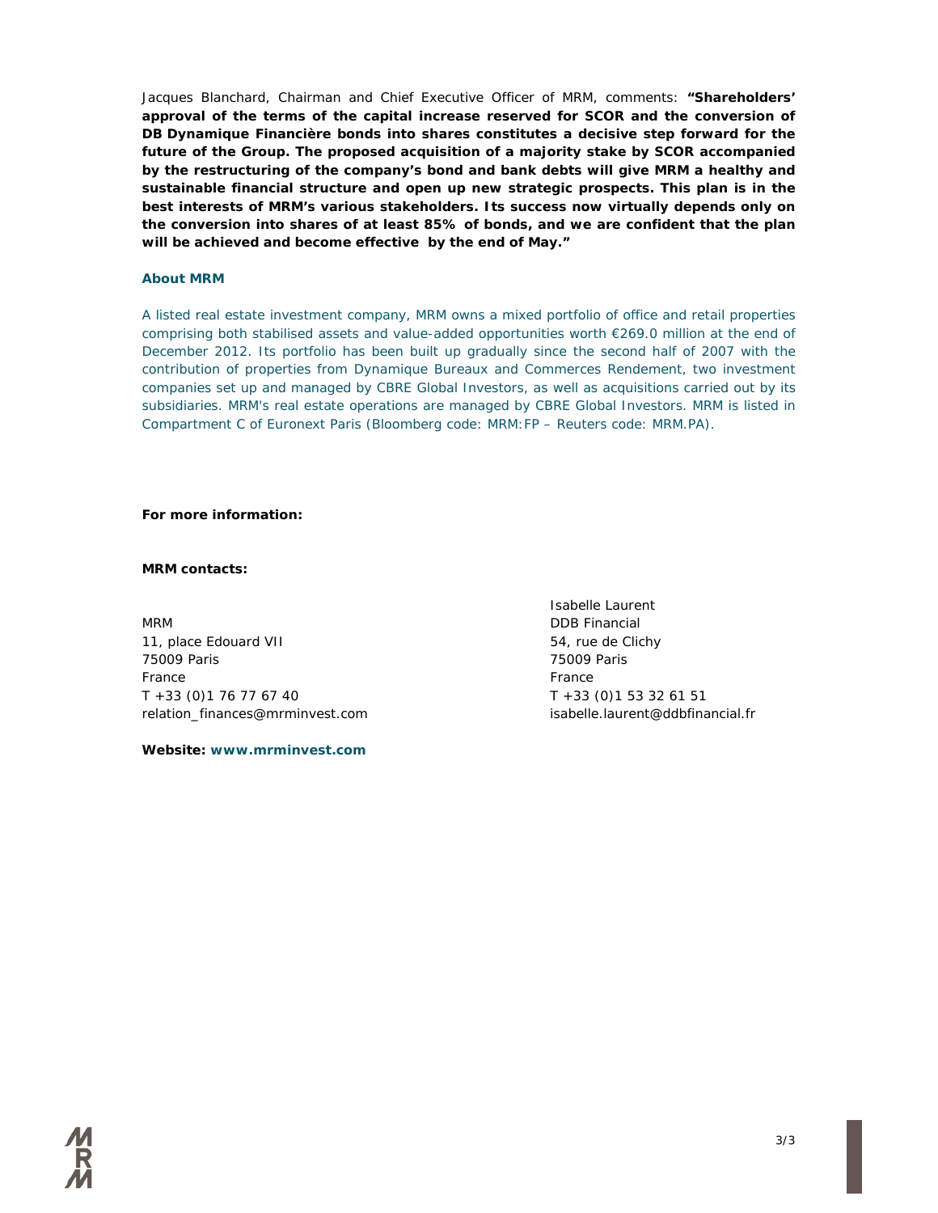Jacques Blanchard, Chairman and Chief Executive Officer of MRM, comments: **"Shareholders' approval of the terms of the capital increase reserved for SCOR and the conversion of DB Dynamique Financière bonds into shares constitutes a decisive step forward for the future of the Group. The proposed acquisition of a majority stake by SCOR accompanied by the restructuring of the company's bond and bank debts will give MRM a healthy and sustainable financial structure and open up new strategic prospects. This plan is in the best interests of MRM's various stakeholders. Its success now virtually depends only on the conversion into shares of at least 85% of bonds, and we are confident that the plan will be achieved and become effective by the end of May."**

**About MRM**

*A listed real estate investment company, MRM owns a mixed portfolio of office and retail properties comprising both stabilised assets and value-added opportunities worth €269.0 million at the end of December 2012. Its portfolio has been built up gradually since the second half of 2007 with the contribution of properties from Dynamique Bureaux and Commerces Rendement, two investment companies set up and managed by CBRE Global Investors, as well as acquisitions carried out by its subsidiaries. MRM's real estate operations are managed by CBRE Global Investors. MRM is listed in Compartment C of Euronext Paris (Bloomberg code: MRM:FP – Reuters code: MRM.PA).*

**For more information:**

**MRM contacts:**

MRM
11, place Edouard VII
75009 Paris
France
T +33 (0)1 76 77 67 40
relation_finances@mrminvest.com

Isabelle Laurent
DDB Financial
54, rue de Clichy
75009 Paris
France
T +33 (0)1 53 32 61 51
isabelle.laurent@ddbfinancial.fr

**Website: www.mrminvest.com**